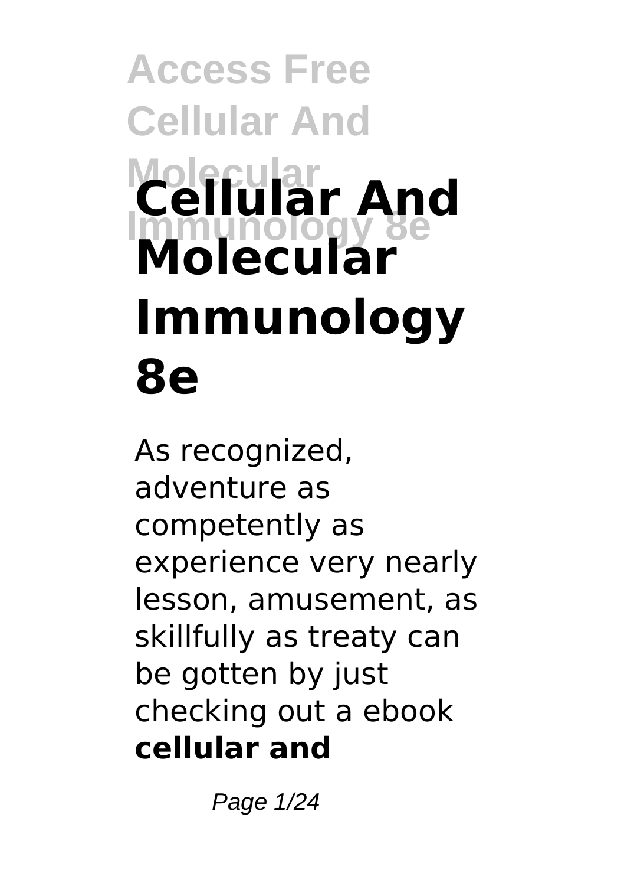# Cellular And Molecular Immunology 8e

As recognized, adventure as competently as experience very nearly lesson, amusement, as skillfully as treaty can be gotten by just checking out a ebook **cellular and**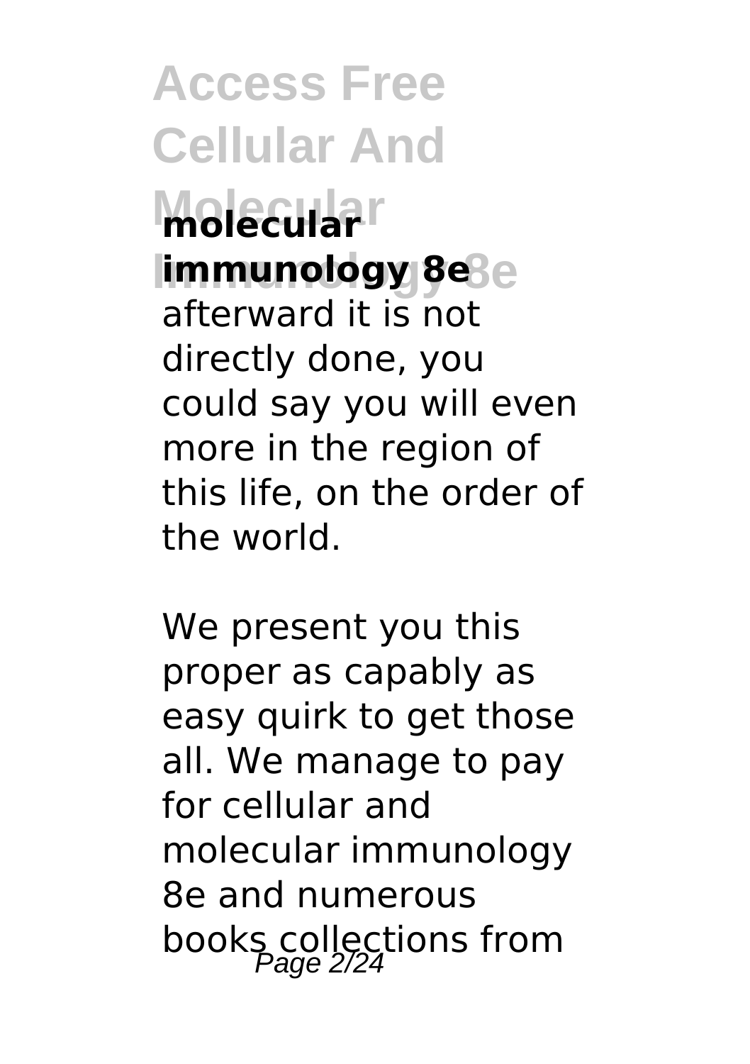**molecular immunology 8e** afterward it is not directly done, you could say you will even more in the region of this life, on the order of the world.

We present you this proper as capably as easy quirk to get those all. We manage to pay for cellular and molecular immunology 8e and numerous books collections from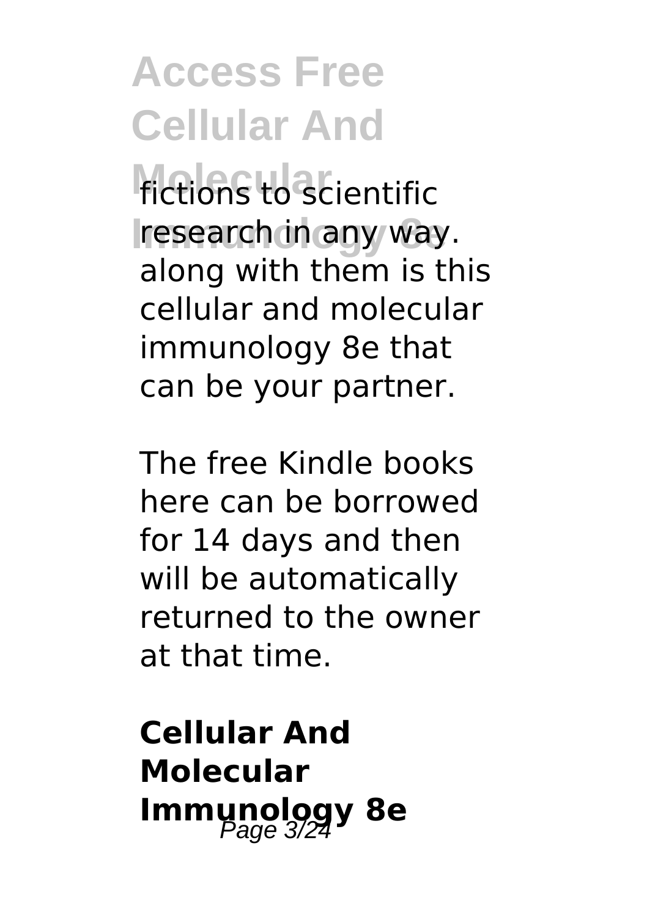fictions to scientific research in any way. along with them is this cellular and molecular immunology 8e that can be your partner.

The free Kindle books here can be borrowed for 14 days and then will be automatically returned to the owner at that time.

## Cellular And Molecular Immunology 8e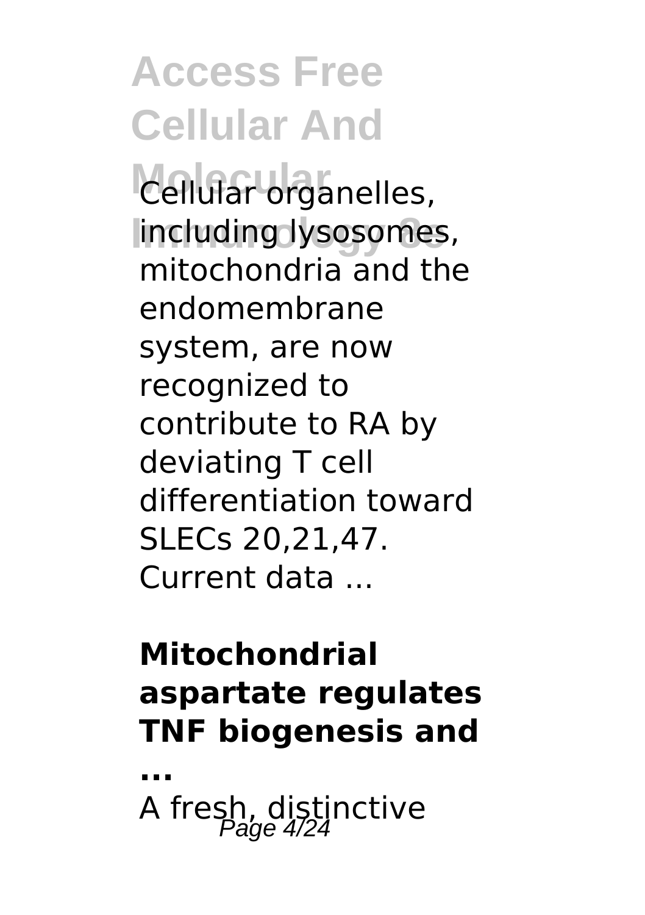Cellular organelles, including lysosomes, mitochondria and the endomembrane system, are now recognized to contribute to RA by deviating T cell differentiation toward SLECs 20,21,47. Current data ...

**Mitochondrial aspartate regulates TNF biogenesis and ...**

A fresh, distinctive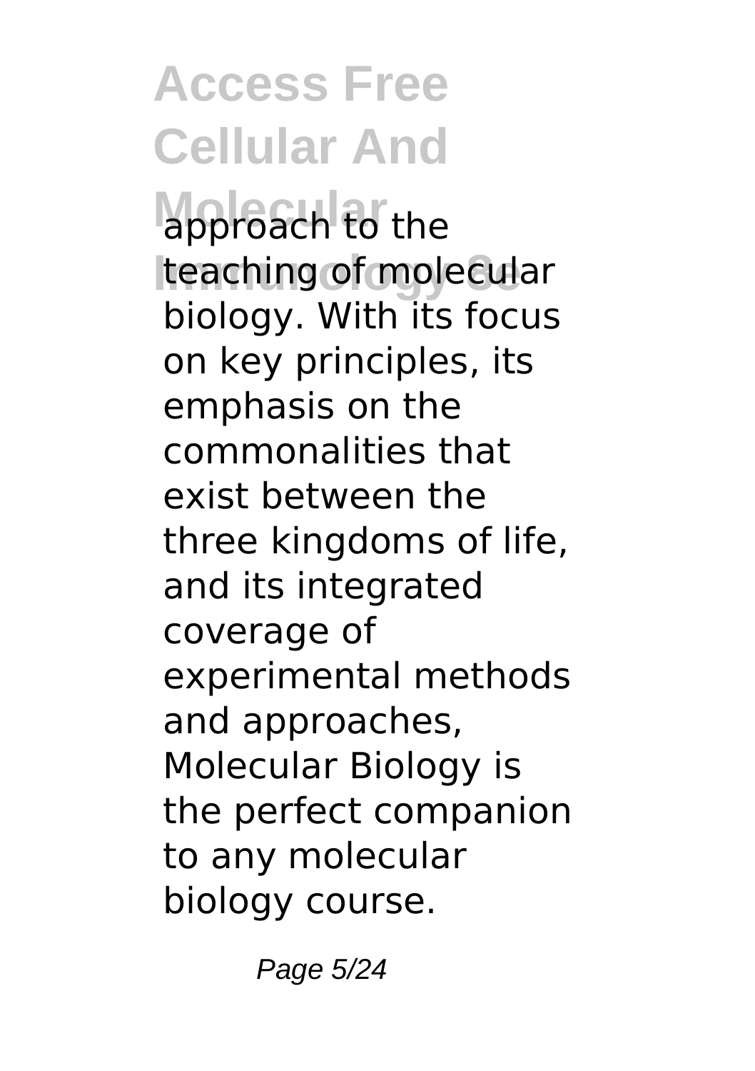approach to the teaching of molecular biology. With its focus on key principles, its emphasis on the commonalities that exist between the three kingdoms of life, and its integrated coverage of experimental methods and approaches, Molecular Biology is the perfect companion to any molecular biology course.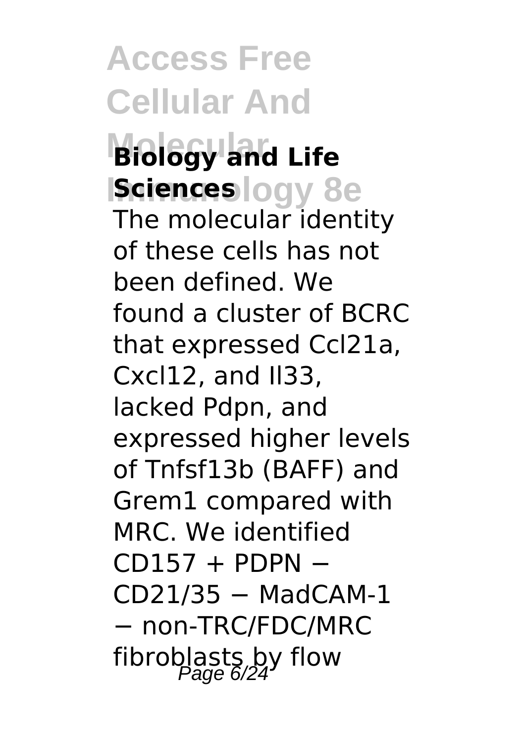## Biology and Life Sciences

The molecular identity of these cells has not been defined. We found a cluster of BCRC that expressed Ccl21a, Cxcl12, and Il33, lacked Pdpn, and expressed higher levels of Tnfsf13b (BAFF) and Grem1 compared with MRC. We identified CD157 + PDPN − CD21/35 − MadCAM-1 − non-TRC/FDC/MRC fibroblasts by flow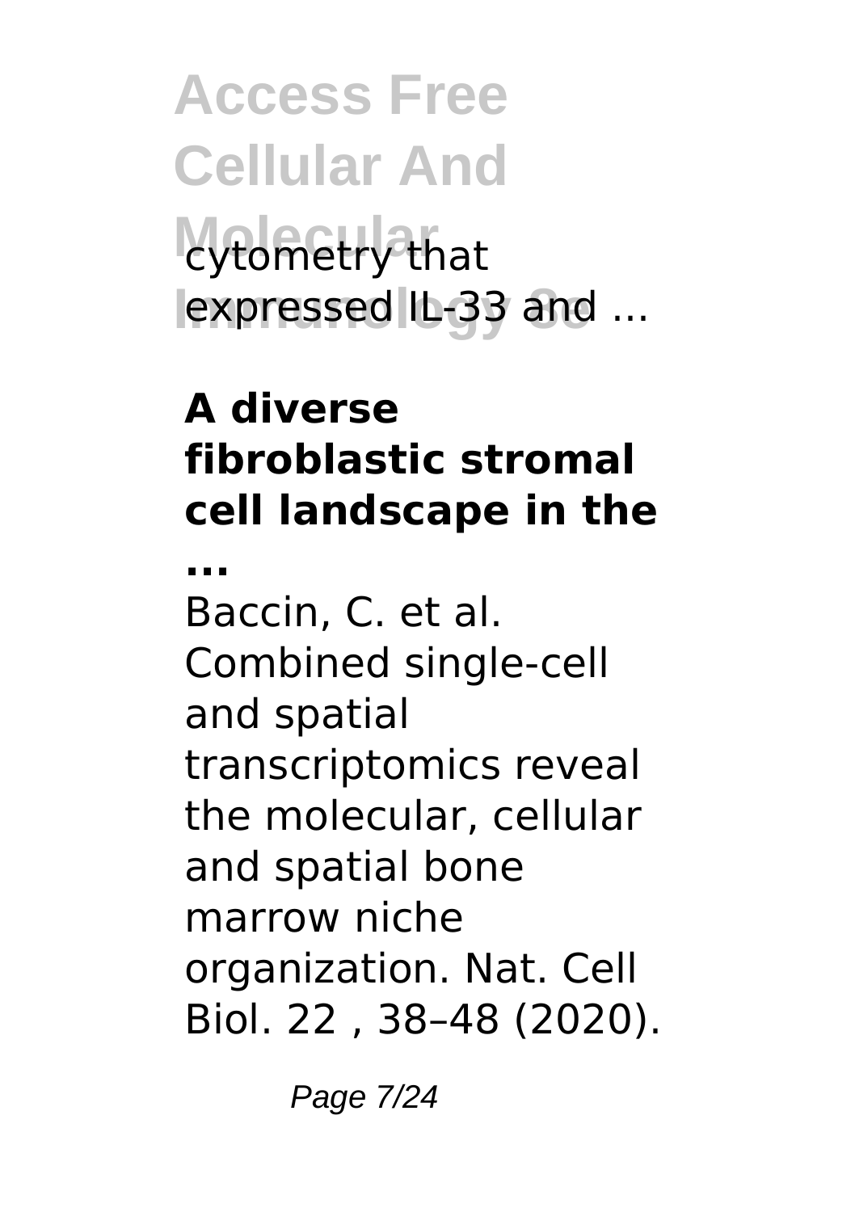cytometry that expressed IL-33 and ...

### A diverse fibroblastic stromal cell landscape in the ...

Baccin, C. et al. Combined single-cell and spatial transcriptomics reveal the molecular, cellular and spatial bone marrow niche organization. Nat. Cell Biol. 22 , 38–48 (2020).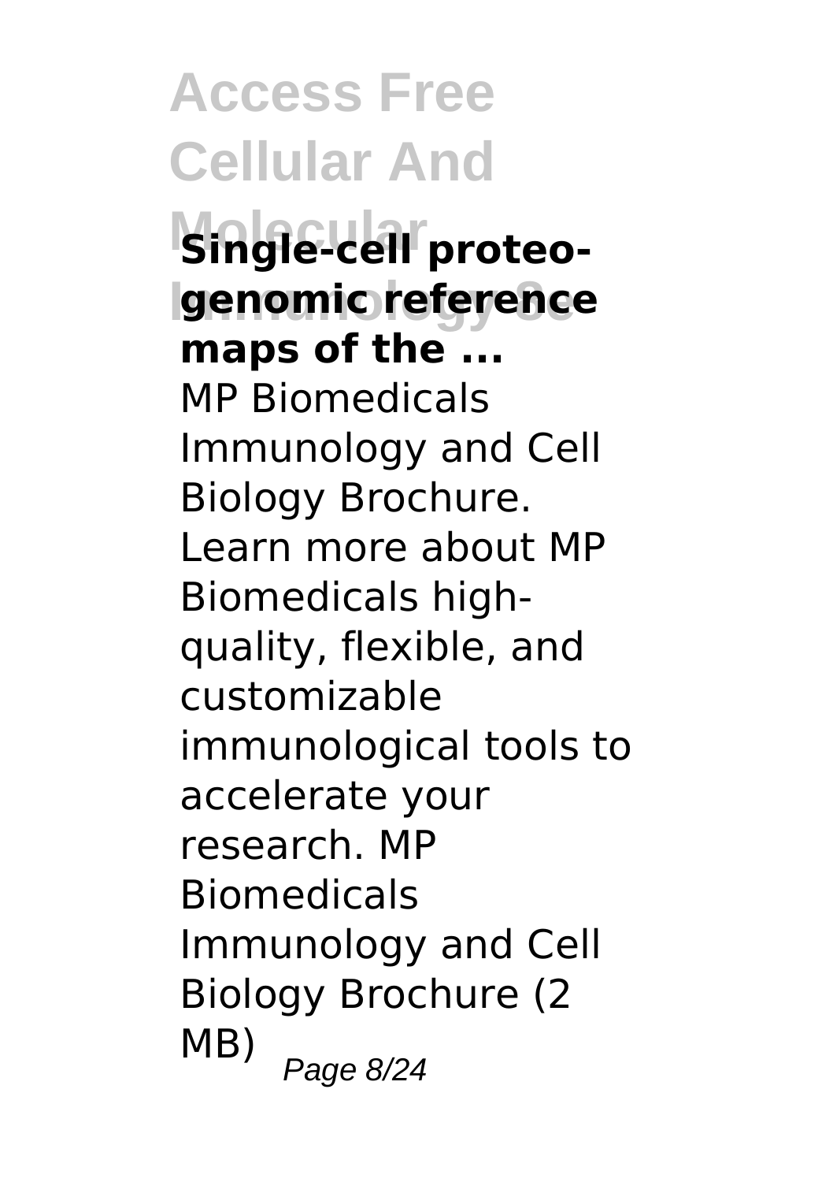**Single-cell proteo-genomic reference maps of the ...**

MP Biomedicals Immunology and Cell Biology Brochure. Learn more about MP Biomedicals high-quality, flexible, and customizable immunological tools to accelerate your research. MP Biomedicals Immunology and Cell Biology Brochure (2 MB)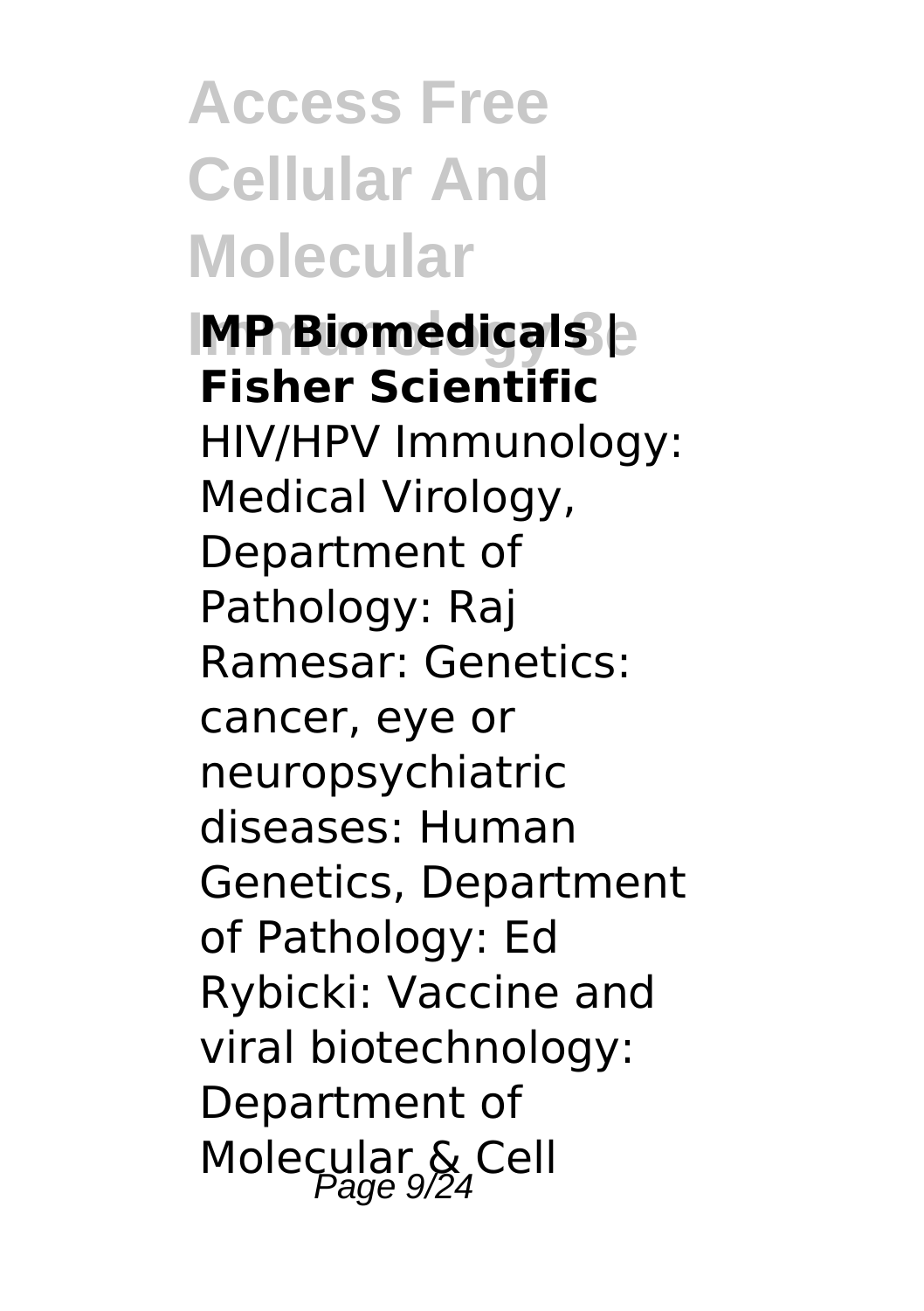**MP Biomedicals | Fisher Scientific**

HIV/HPV Immunology: Medical Virology, Department of Pathology: Raj Ramesar: Genetics: cancer, eye or neuropsychiatric diseases: Human Genetics, Department of Pathology: Ed Rybicki: Vaccine and viral biotechnology: Department of Molecular & Cell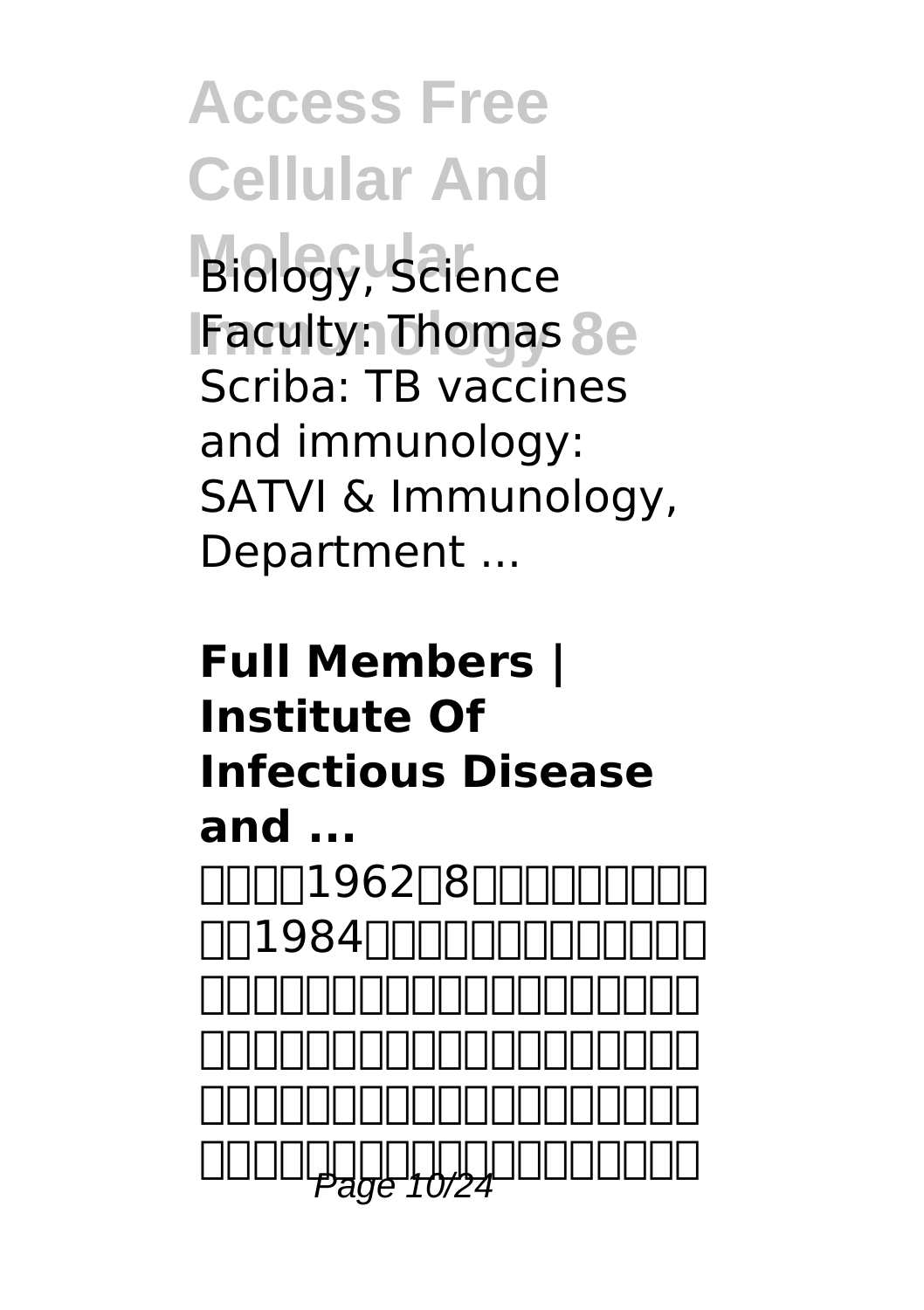Biology, Science Faculty: Thomas Scriba: TB vaccines and immunology: SATVI & Immunology, Department ...

**Full Members | Institute Of Infectious Disease and ...**

□□□□1962□8□□□□□□□□□□1984□□□□□□□□□□□□□□□□□□□□□□□□□□□□□□□□□□□□□□□□□□□□□□□□□□□□□□□□□□□□□□□□□□□□□□□□□□□□□□□□□□□□□□□□□□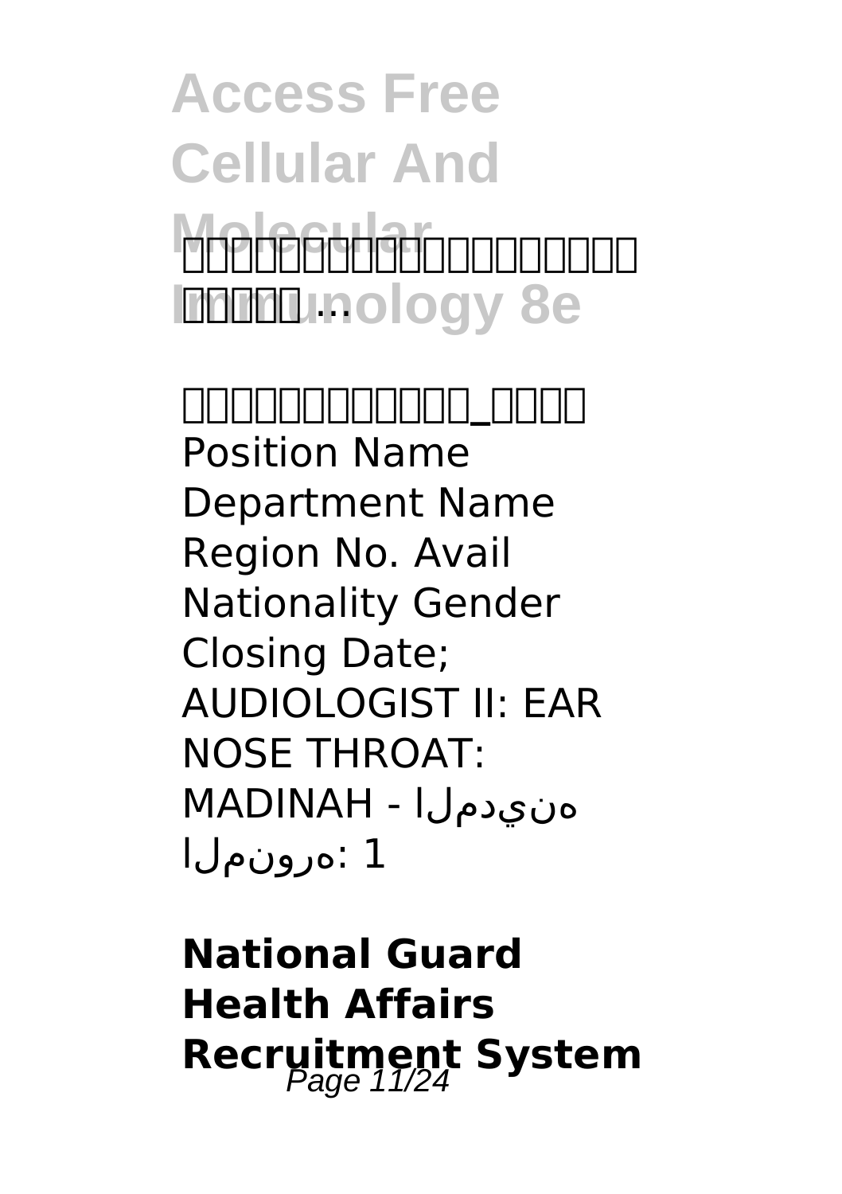Position Name Department Name Region No. Avail Nationality Gender Closing Date; AUDIOLOGIST II: EAR NOSE THROAT: MADINAH - المدينه المنوره: 1

**National Guard Health Affairs Recruitment System**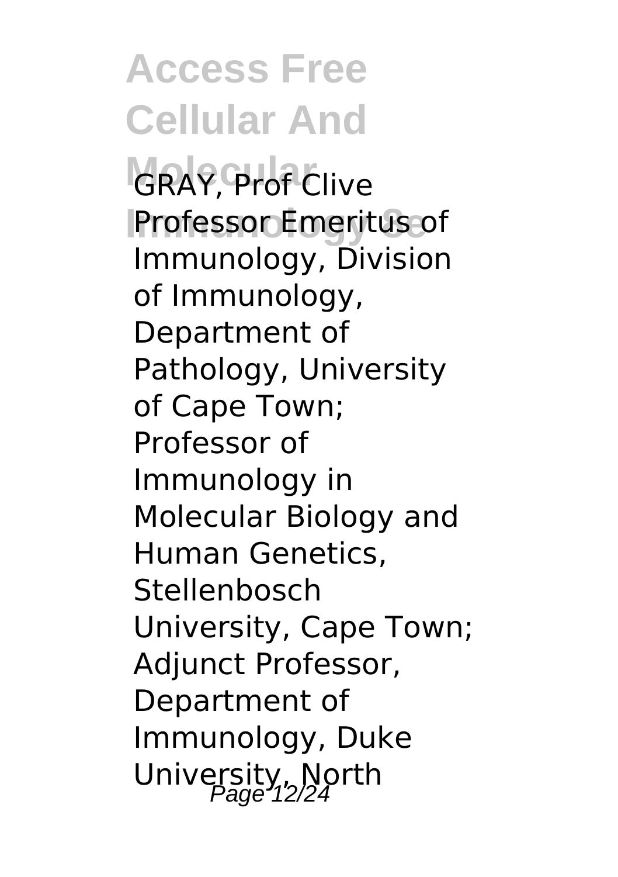GRAY, Prof Clive
Professor Emeritus of Immunology, Division of Immunology, Department of Pathology, University of Cape Town; Professor of Immunology in Molecular Biology and Human Genetics, Stellenbosch University, Cape Town; Adjunct Professor, Department of Immunology, Duke University, North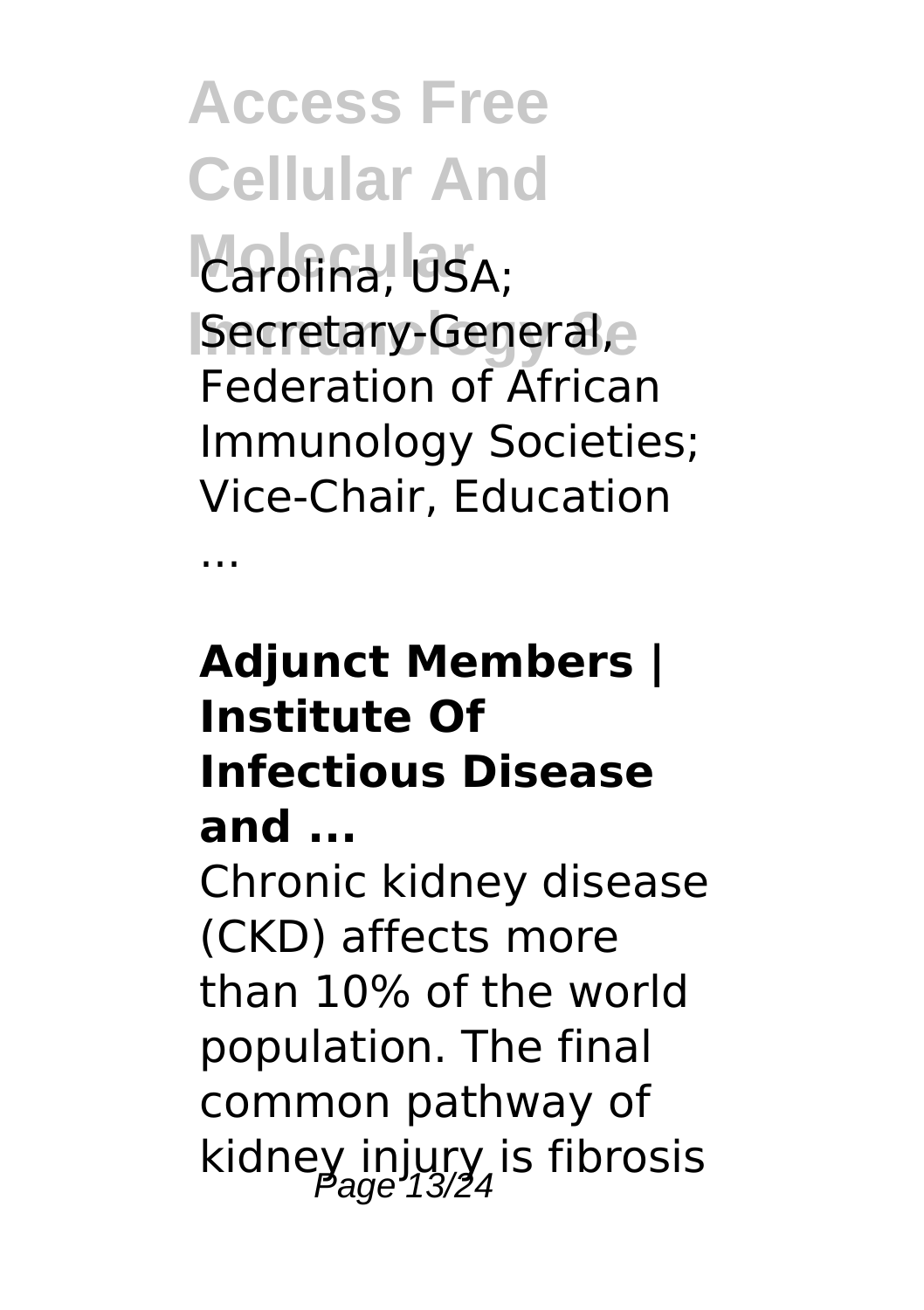Carolina, USA; Secretary-General, Federation of African Immunology Societies; Vice-Chair, Education ...

**Adjunct Members | Institute Of Infectious Disease and ...**

Chronic kidney disease (CKD) affects more than 10% of the world population. The final common pathway of kidney injury is fibrosis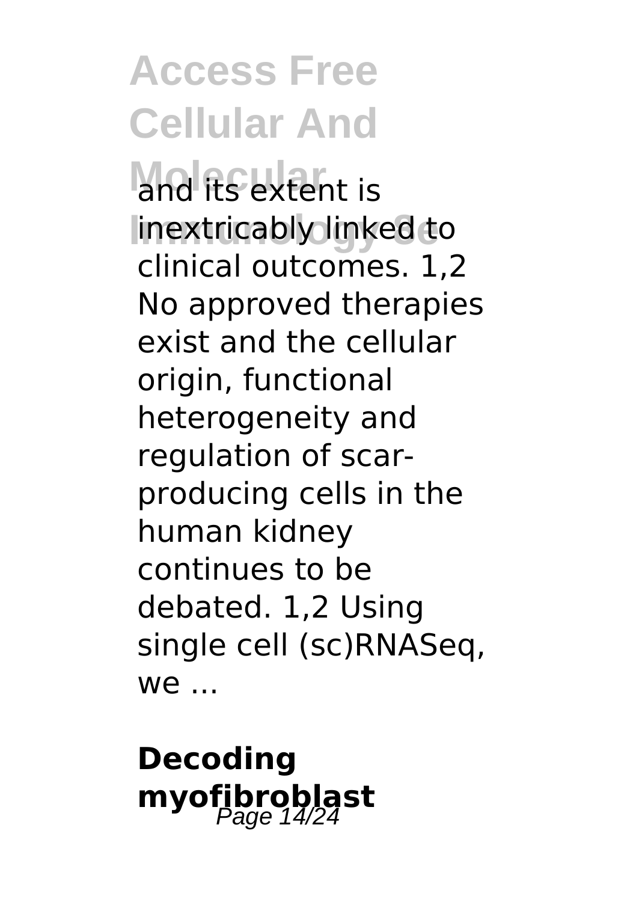and its extent is inextricably linked to clinical outcomes. 1,2 No approved therapies exist and the cellular origin, functional heterogeneity and regulation of scar-producing cells in the human kidney continues to be debated. 1,2 Using single cell (sc)RNASeq, we ...

**Decoding myofibroblast**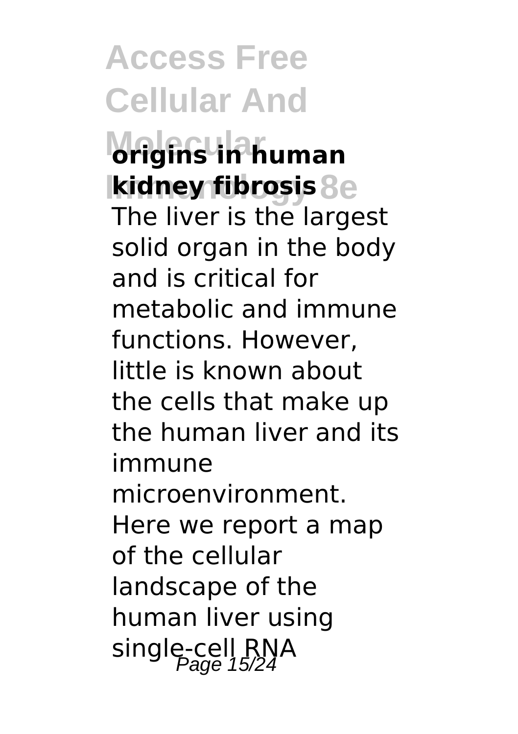**origins in human kidney fibrosis**

The liver is the largest solid organ in the body and is critical for metabolic and immune functions. However, little is known about the cells that make up the human liver and its immune microenvironment. Here we report a map of the cellular landscape of the human liver using single-cell RNA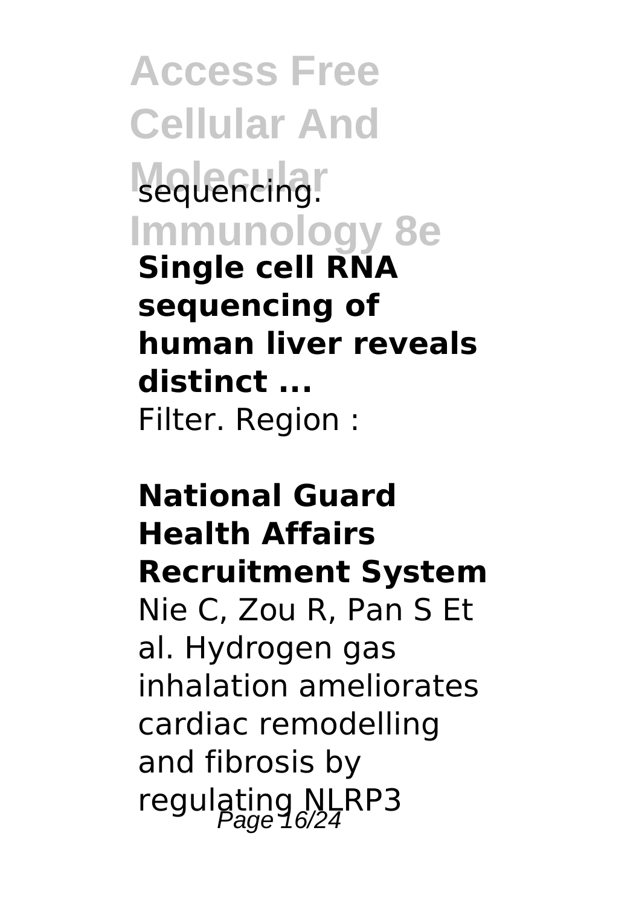sequencing.

**Single cell RNA sequencing of human liver reveals distinct ...**

Filter. Region :

**National Guard Health Affairs Recruitment System**

Nie C, Zou R, Pan S Et al. Hydrogen gas inhalation ameliorates cardiac remodelling and fibrosis by regulating NLRP3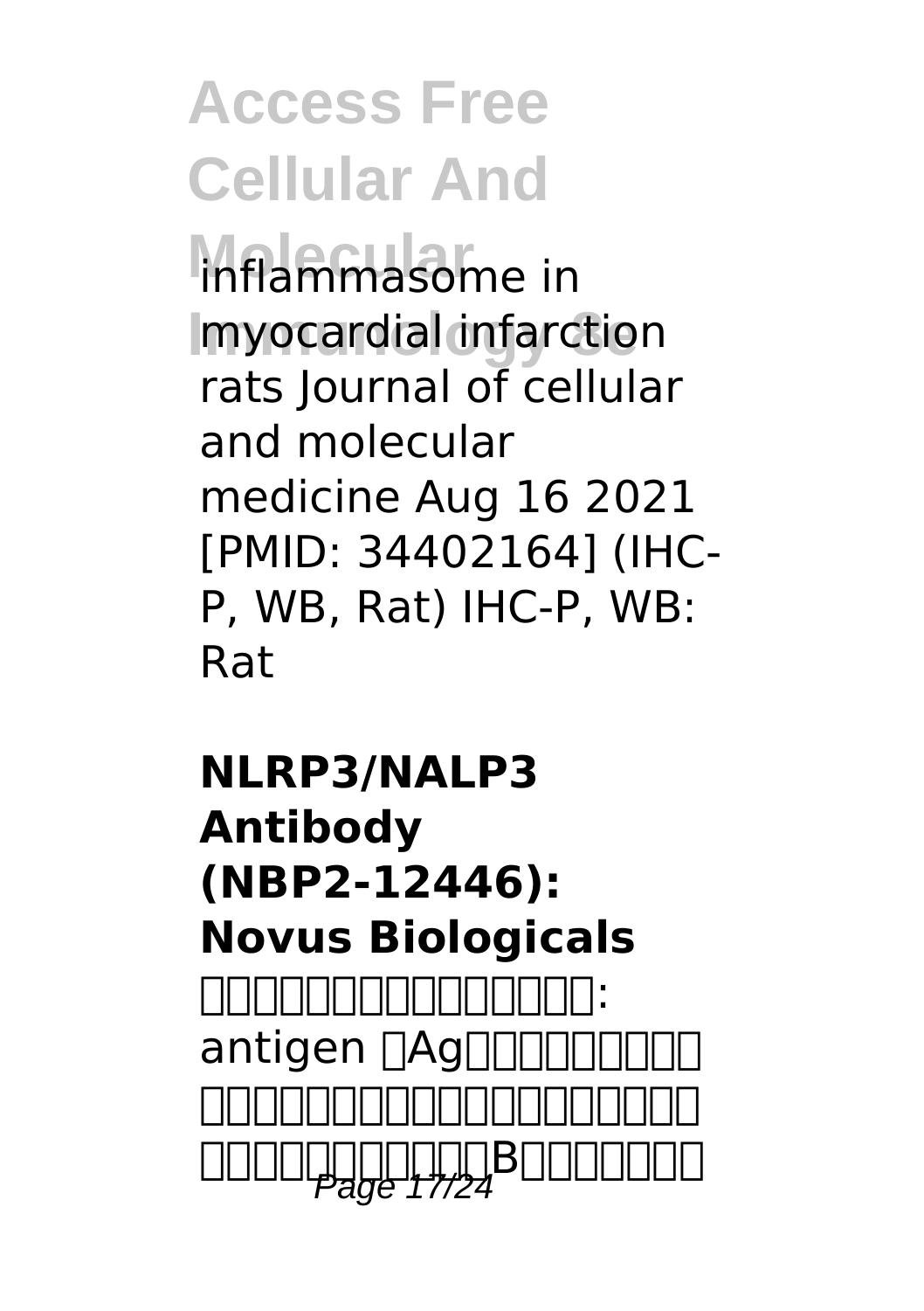inflammasome in myocardial infarction rats Journal of cellular and molecular medicine Aug 16 2021 [PMID: 34402164] (IHC-P, WB, Rat) IHC-P, WB: Rat

**NLRP3/NALP3 Antibody (NBP2-12446): Novus Biologicals**

□□□□□□□□□□□□□□□□: antigen □Ag□□□□□□□□□ □□□□□□□□□□□□□□□□□□□ □□□□□□□□□□□B□□□□□□□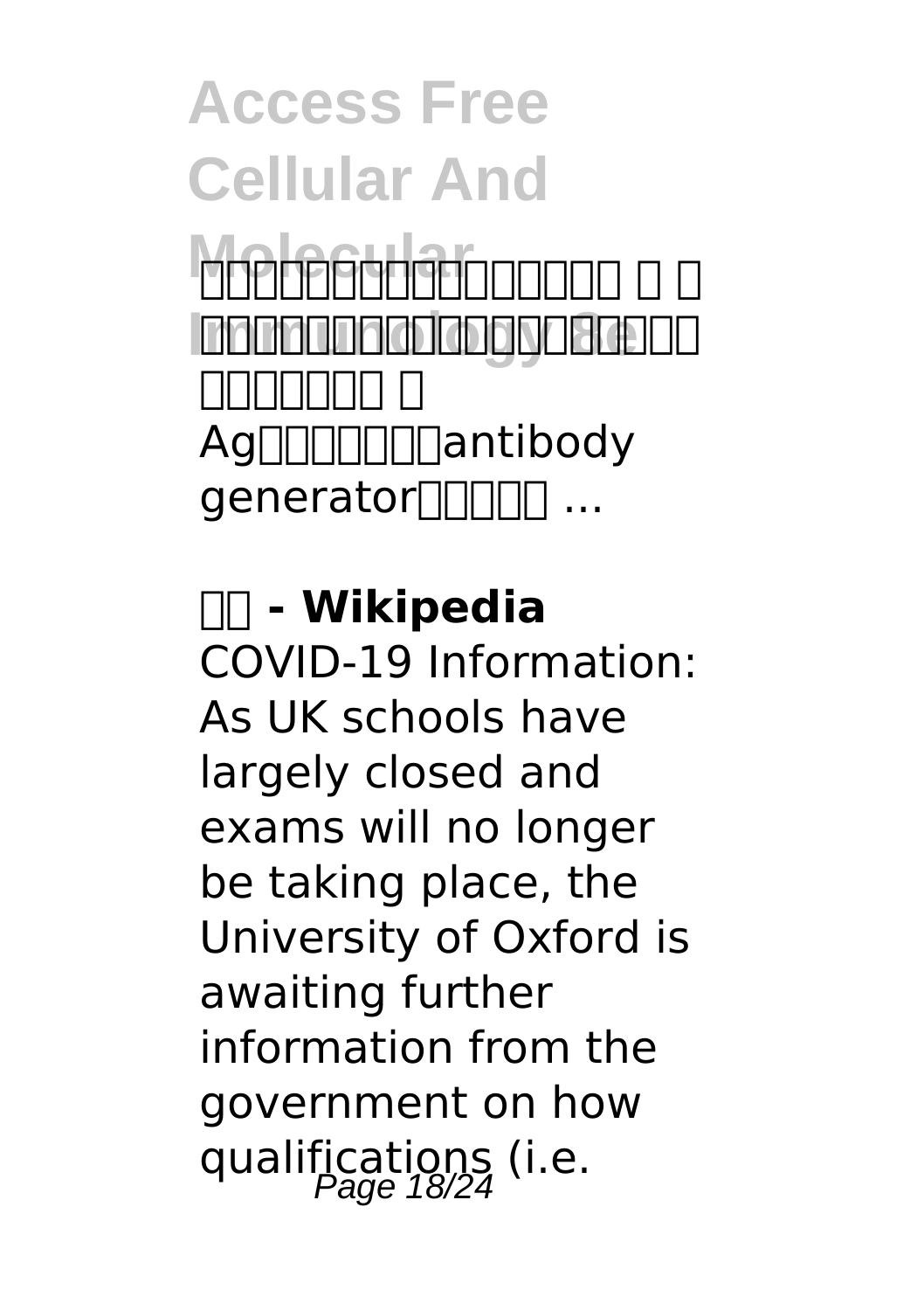□□□□□□□□□□□□□□□□□□ □ □ □□□□□□□□□□□□□□□□□□□□□□ □□□□□□□ □ Ag□□□□□□□antibody generator□□□□□ ...

**□□ - Wikipedia**

COVID-19 Information: As UK schools have largely closed and exams will no longer be taking place, the University of Oxford is awaiting further information from the government on how qualifications (i.e.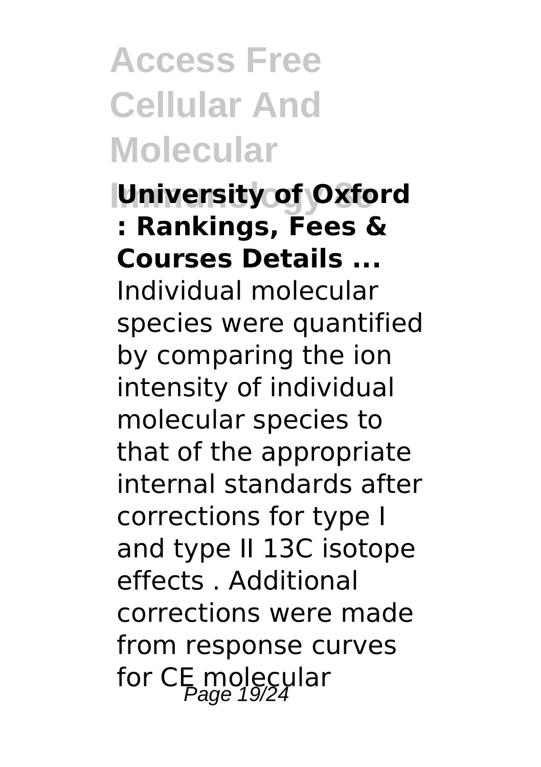**University of Oxford : Rankings, Fees & Courses Details ...**

Individual molecular species were quantified by comparing the ion intensity of individual molecular species to that of the appropriate internal standards after corrections for type I and type II 13C isotope effects . Additional corrections were made from response curves for CE molecular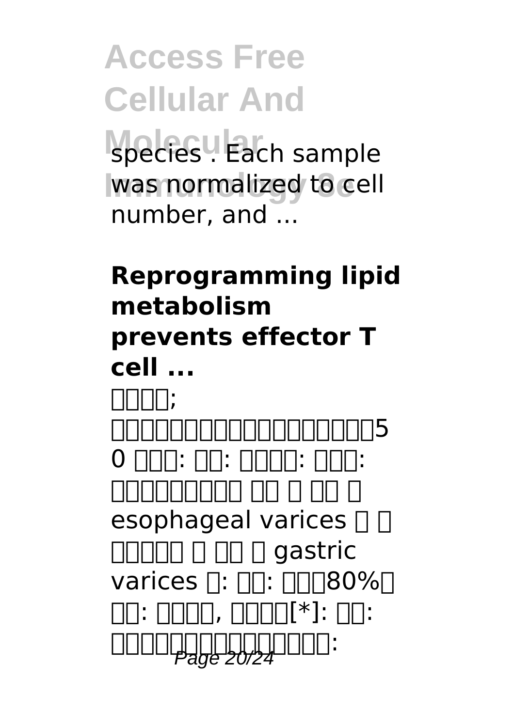species . Each sample was normalized to cell number, and ...

**Reprogramming lipid metabolism prevents effector T cell ...**

□□□□;
□□□□□□□□□□□□□□□□□□□□5
0 □□□: □□: □□□□: □□□:
□□□□□□□□□ □□ □ □□ □
esophageal varices □ □
□□□□□ □ □□ □ gastric
varices □: □□: □□□80%□
□□: □□□□, □□□□[*]: □□:
□□□□□□□□□□□□□□□□: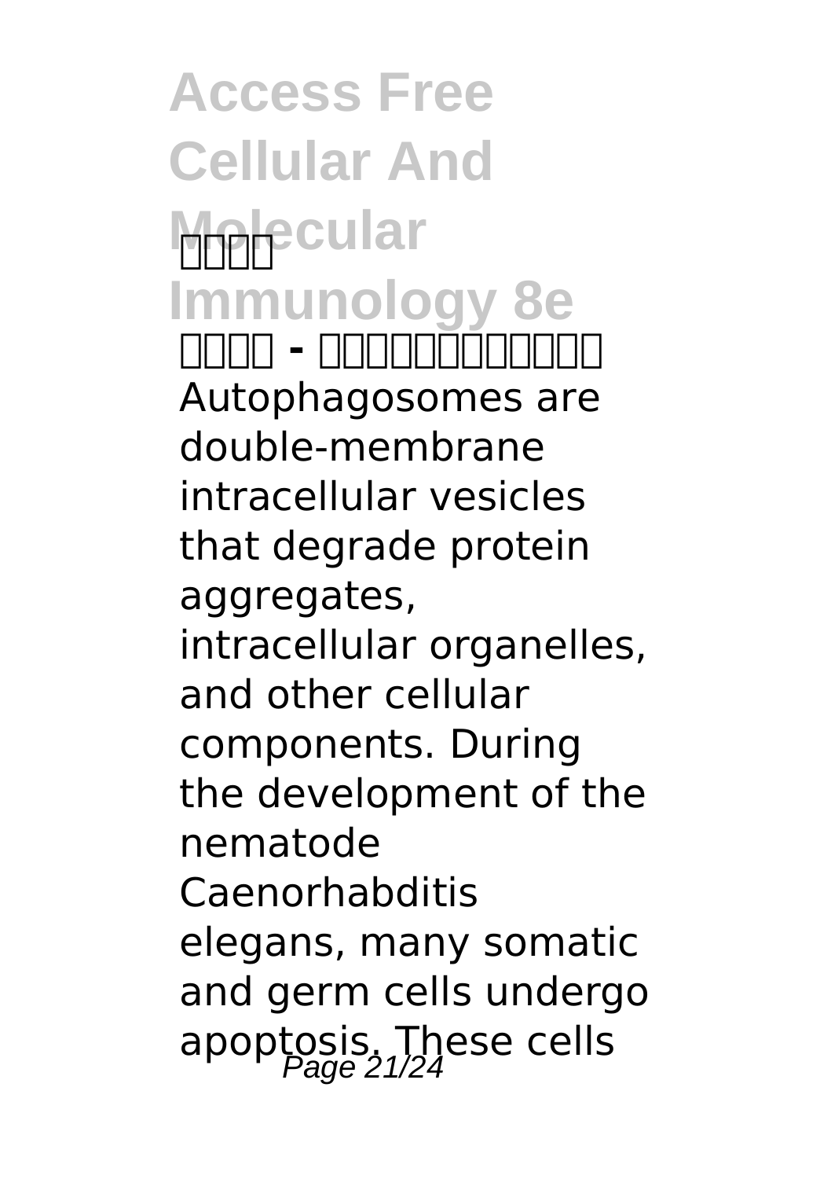**□□□□ - □□□□□□□□□□□**

Autophagosomes are double-membrane intracellular vesicles that degrade protein aggregates, intracellular organelles, and other cellular components. During the development of the nematode Caenorhabditis elegans, many somatic and germ cells undergo apoptosis. These cells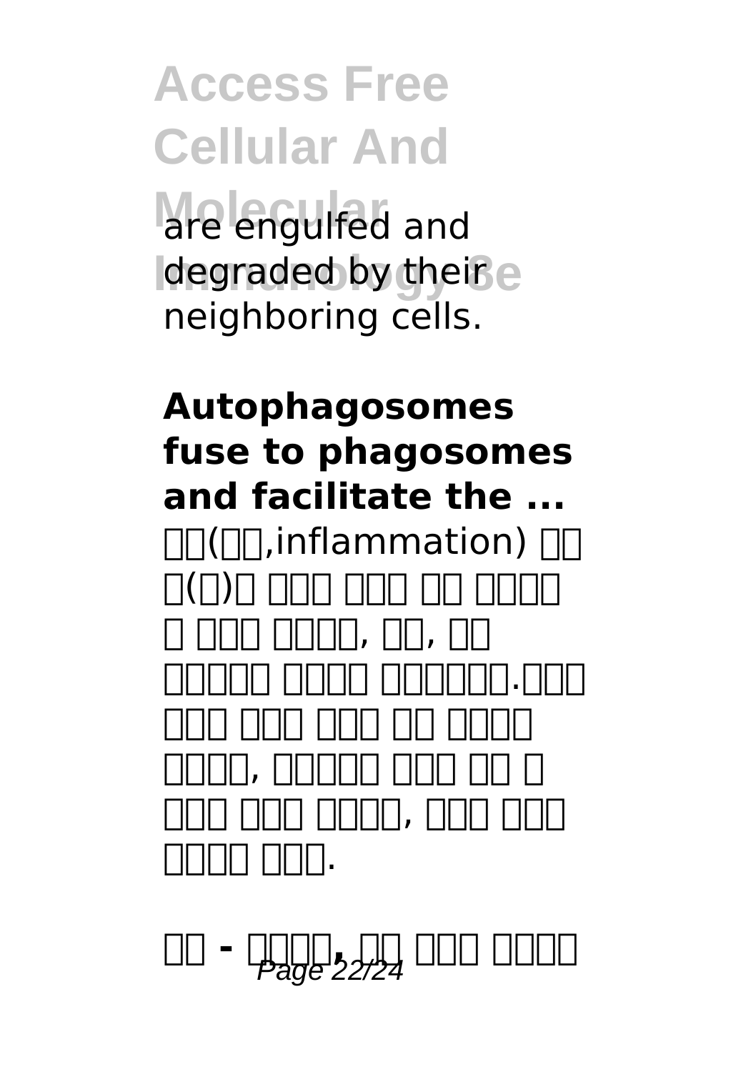are engulfed and degraded by their neighboring cells.

**Autophagosomes fuse to phagosomes and facilitate the ...**

□□(□□,inflammation) □□ □(□)□ □□□ □□□ □□ □□□□□ □ □□□ □□□□, □□, □□ □□□□□ □□□□ □□□□□□.□□□ □□□ □□□ □□□ □□ □□□□□ □□□□, □□□□□ □□□ □□ □ □□□ □□□ □□□□, □□□ □□□ □□□□ □□□.

**□□ - □□□□, □□ □□□ □□□□**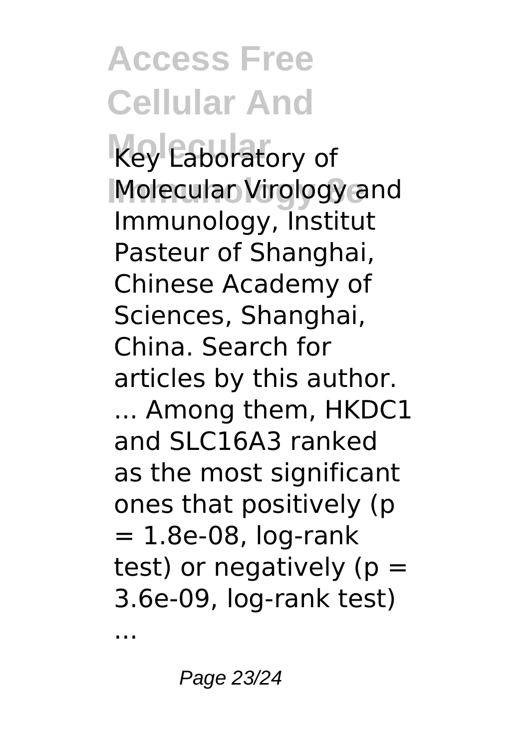Key Laboratory of Molecular Virology and Immunology, Institut Pasteur of Shanghai, Chinese Academy of Sciences, Shanghai, China. Search for articles by this author. ... Among them, HKDC1 and SLC16A3 ranked as the most significant ones that positively ($p = 1.8e-08$, log-rank test) or negatively ($p = 3.6e-09$, log-rank test) ...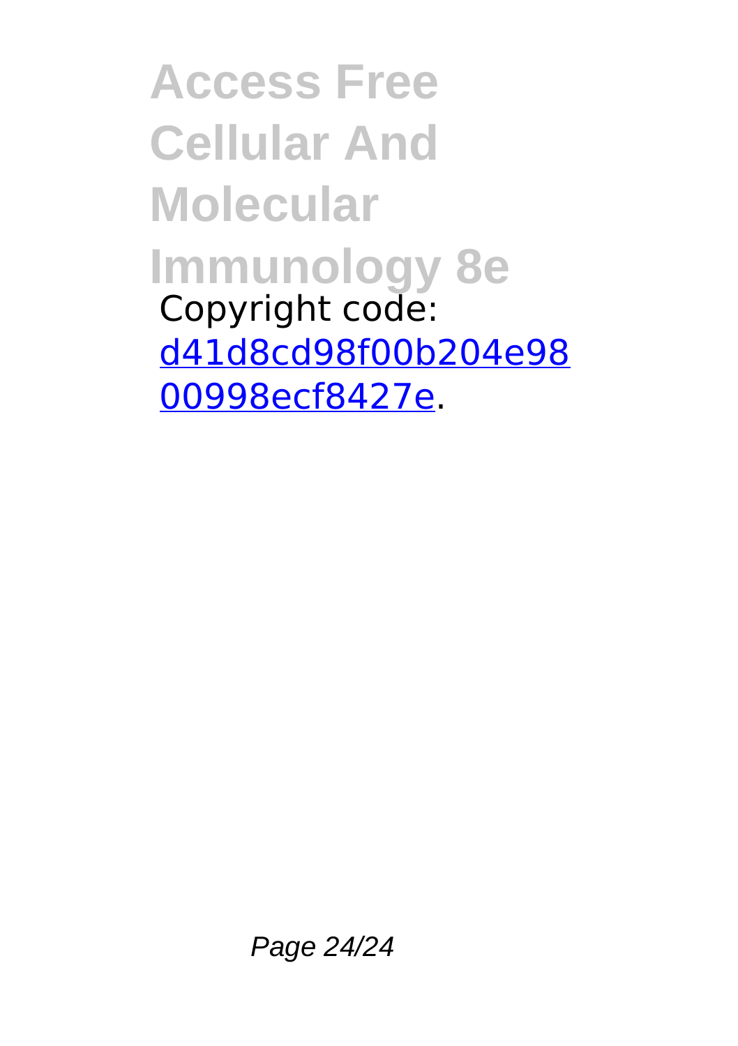Copyright code: [d41d8cd98f00b204e9800998ecf8427e](d41d8cd98f00b204e9800998ecf8427e).